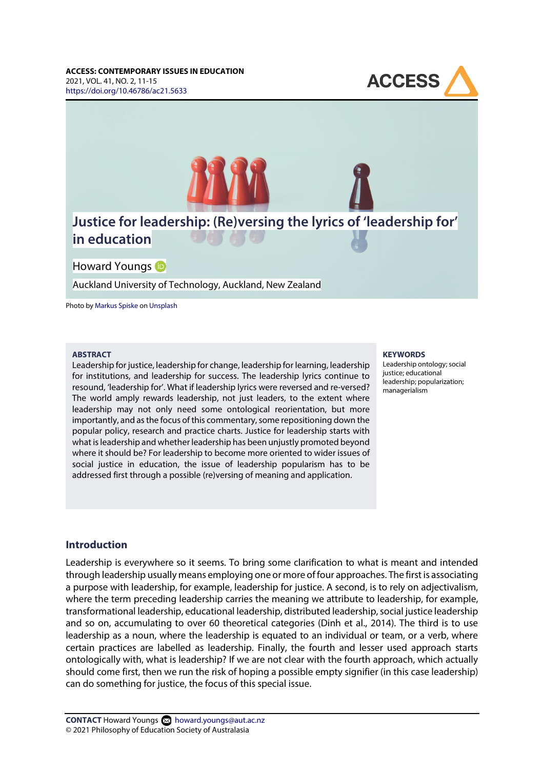# Justice for leadership: (Re)versing the lyrics of 'leadership for' in education

Howard Youngs

Auckland University of Technology, Auckland, New Zealand

Photo by Markus Spiske on Unsplash

**ABSTRACT**

Leadership for justice, leadership for change, leadership for learning, leadership for institutions, and leadership for success. The leadership lyrics continue to resound, 'leadership for'. What if leadership lyrics were reversed and re-versed? The world amply rewards leadership, not just leaders, to the extent where leadership may not only need some ontological reorientation, but more importantly, and as the focus of this commentary, some repositioning down the popular policy, research and practice charts. Justice for leadership starts with what is leadership and whether leadership has been unjustly promoted beyond where it should be? For leadership to become more oriented to wider issues of social justice in education, the issue of leadership popularism has to be addressed first through a possible (re)versing of meaning and application.

**KEYWORDS**

Leadership ontology; social justice; educational leadership; popularization; managerialism

## Introduction

Leadership is everywhere so it seems. To bring some clarification to what is meant and intended through leadership usually means employing one or more of four approaches. The first is associating a purpose with leadership, for example, leadership for justice. A second, is to rely on adjectivalism, where the term preceding leadership carries the meaning we attribute to leadership, for example, transformational leadership, educational leadership, distributed leadership, social justice leadership and so on, accumulating to over 60 theoretical categories (Dinh et al., 2014). The third is to use leadership as a noun, where the leadership is equated to an individual or team, or a verb, where certain practices are labelled as leadership. Finally, the fourth and lesser used approach starts ontologically with, what is leadership? If we are not clear with the fourth approach, which actually should come first, then we run the risk of hoping a possible empty signifier (in this case leadership) can do something for justice, the focus of this special issue.

**CONTACT** Howard Youngs howard.youngs@aut.ac.nz
© 2021 Philosophy of Education Society of Australasia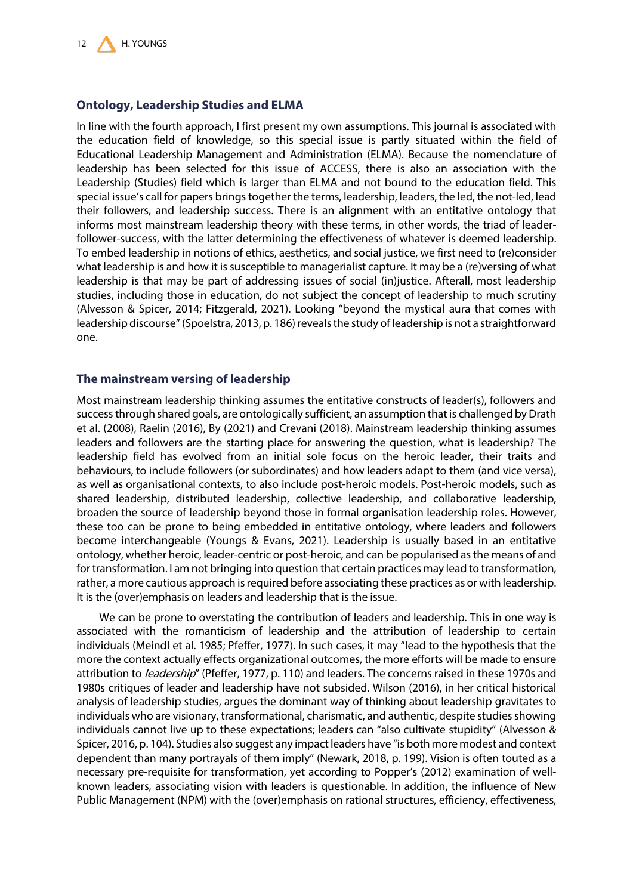## Ontology, Leadership Studies and ELMA

In line with the fourth approach, I first present my own assumptions. This journal is associated with the education field of knowledge, so this special issue is partly situated within the field of Educational Leadership Management and Administration (ELMA). Because the nomenclature of leadership has been selected for this issue of ACCESS, there is also an association with the Leadership (Studies) field which is larger than ELMA and not bound to the education field. This special issue's call for papers brings together the terms, leadership, leaders, the led, the not-led, lead their followers, and leadership success. There is an alignment with an entitative ontology that informs most mainstream leadership theory with these terms, in other words, the triad of leader-follower-success, with the latter determining the effectiveness of whatever is deemed leadership. To embed leadership in notions of ethics, aesthetics, and social justice, we first need to (re)consider what leadership is and how it is susceptible to managerialist capture. It may be a (re)versing of what leadership is that may be part of addressing issues of social (in)justice. Afterall, most leadership studies, including those in education, do not subject the concept of leadership to much scrutiny (Alvesson & Spicer, 2014; Fitzgerald, 2021). Looking "beyond the mystical aura that comes with leadership discourse" (Spoelstra, 2013, p. 186) reveals the study of leadership is not a straightforward one.

## The mainstream versing of leadership

Most mainstream leadership thinking assumes the entitative constructs of leader(s), followers and success through shared goals, are ontologically sufficient, an assumption that is challenged by Drath et al. (2008), Raelin (2016), By (2021) and Crevani (2018). Mainstream leadership thinking assumes leaders and followers are the starting place for answering the question, what is leadership? The leadership field has evolved from an initial sole focus on the heroic leader, their traits and behaviours, to include followers (or subordinates) and how leaders adapt to them (and vice versa), as well as organisational contexts, to also include post-heroic models. Post-heroic models, such as shared leadership, distributed leadership, collective leadership, and collaborative leadership, broaden the source of leadership beyond those in formal organisation leadership roles. However, these too can be prone to being embedded in entitative ontology, where leaders and followers become interchangeable (Youngs & Evans, 2021). Leadership is usually based in an entitative ontology, whether heroic, leader-centric or post-heroic, and can be popularised as <u>the</u> means of and for transformation. I am not bringing into question that certain practices may lead to transformation, rather, a more cautious approach is required before associating these practices as or with leadership. It is the (over)emphasis on leaders and leadership that is the issue.

We can be prone to overstating the contribution of leaders and leadership. This in one way is associated with the romanticism of leadership and the attribution of leadership to certain individuals (Meindl et al. 1985; Pfeffer, 1977). In such cases, it may "lead to the hypothesis that the more the context actually effects organizational outcomes, the more efforts will be made to ensure attribution to *leadership*" (Pfeffer, 1977, p. 110) and leaders. The concerns raised in these 1970s and 1980s critiques of leader and leadership have not subsided. Wilson (2016), in her critical historical analysis of leadership studies, argues the dominant way of thinking about leadership gravitates to individuals who are visionary, transformational, charismatic, and authentic, despite studies showing individuals cannot live up to these expectations; leaders can "also cultivate stupidity" (Alvesson & Spicer, 2016, p. 104). Studies also suggest any impact leaders have "is both more modest and context dependent than many portrayals of them imply" (Newark, 2018, p. 199). Vision is often touted as a necessary pre-requisite for transformation, yet according to Popper's (2012) examination of well-known leaders, associating vision with leaders is questionable. In addition, the influence of New Public Management (NPM) with the (over)emphasis on rational structures, efficiency, effectiveness,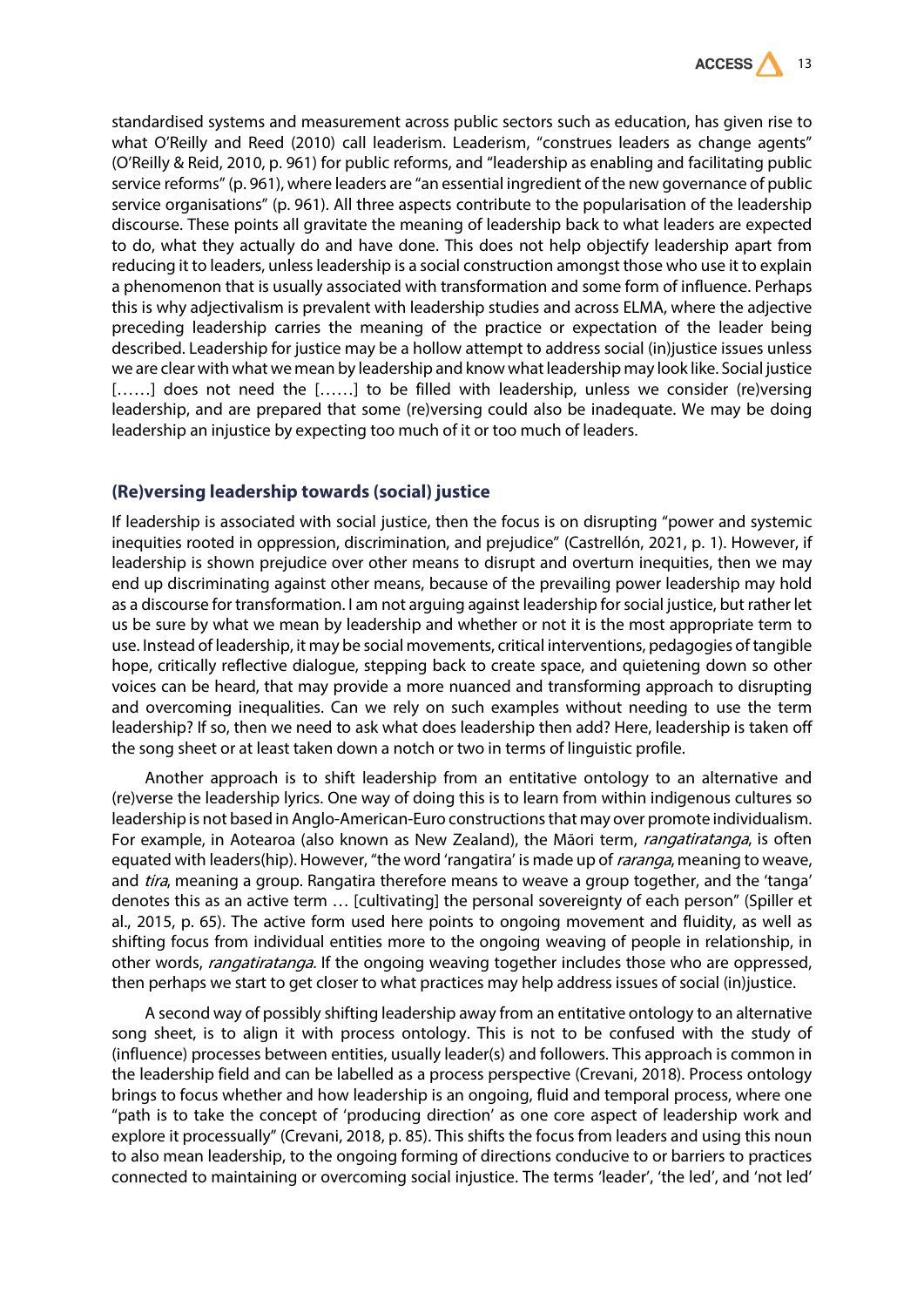standardised systems and measurement across public sectors such as education, has given rise to what O'Reilly and Reed (2010) call leaderism. Leaderism, "construes leaders as change agents" (O'Reilly & Reid, 2010, p. 961) for public reforms, and "leadership as enabling and facilitating public service reforms" (p. 961), where leaders are "an essential ingredient of the new governance of public service organisations" (p. 961). All three aspects contribute to the popularisation of the leadership discourse. These points all gravitate the meaning of leadership back to what leaders are expected to do, what they actually do and have done. This does not help objectify leadership apart from reducing it to leaders, unless leadership is a social construction amongst those who use it to explain a phenomenon that is usually associated with transformation and some form of influence. Perhaps this is why adjectivalism is prevalent with leadership studies and across ELMA, where the adjective preceding leadership carries the meaning of the practice or expectation of the leader being described. Leadership for justice may be a hollow attempt to address social (in)justice issues unless we are clear with what we mean by leadership and know what leadership may look like. Social justice [……] does not need the [……] to be filled with leadership, unless we consider (re)versing leadership, and are prepared that some (re)versing could also be inadequate. We may be doing leadership an injustice by expecting too much of it or too much of leaders.

### (Re)versing leadership towards (social) justice

If leadership is associated with social justice, then the focus is on disrupting "power and systemic inequities rooted in oppression, discrimination, and prejudice" (Castrellón, 2021, p. 1). However, if leadership is shown prejudice over other means to disrupt and overturn inequities, then we may end up discriminating against other means, because of the prevailing power leadership may hold as a discourse for transformation. I am not arguing against leadership for social justice, but rather let us be sure by what we mean by leadership and whether or not it is the most appropriate term to use. Instead of leadership, it may be social movements, critical interventions, pedagogies of tangible hope, critically reflective dialogue, stepping back to create space, and quietening down so other voices can be heard, that may provide a more nuanced and transforming approach to disrupting and overcoming inequalities. Can we rely on such examples without needing to use the term leadership? If so, then we need to ask what does leadership then add? Here, leadership is taken off the song sheet or at least taken down a notch or two in terms of linguistic profile.

Another approach is to shift leadership from an entitative ontology to an alternative and (re)verse the leadership lyrics. One way of doing this is to learn from within indigenous cultures so leadership is not based in Anglo-American-Euro constructions that may over promote individualism. For example, in Aotearoa (also known as New Zealand), the Māori term, *rangatiratanga*, is often equated with leaders(hip). However, "the word 'rangatira' is made up of *raranga*, meaning to weave, and *tira*, meaning a group. Rangatira therefore means to weave a group together, and the 'tanga' denotes this as an active term … [cultivating] the personal sovereignty of each person" (Spiller et al., 2015, p. 65). The active form used here points to ongoing movement and fluidity, as well as shifting focus from individual entities more to the ongoing weaving of people in relationship, in other words, *rangatiratanga.* If the ongoing weaving together includes those who are oppressed, then perhaps we start to get closer to what practices may help address issues of social (in)justice.

A second way of possibly shifting leadership away from an entitative ontology to an alternative song sheet, is to align it with process ontology. This is not to be confused with the study of (influence) processes between entities, usually leader(s) and followers. This approach is common in the leadership field and can be labelled as a process perspective (Crevani, 2018). Process ontology brings to focus whether and how leadership is an ongoing, fluid and temporal process, where one "path is to take the concept of 'producing direction' as one core aspect of leadership work and explore it processually" (Crevani, 2018, p. 85). This shifts the focus from leaders and using this noun to also mean leadership, to the ongoing forming of directions conducive to or barriers to practices connected to maintaining or overcoming social injustice. The terms 'leader', 'the led', and 'not led'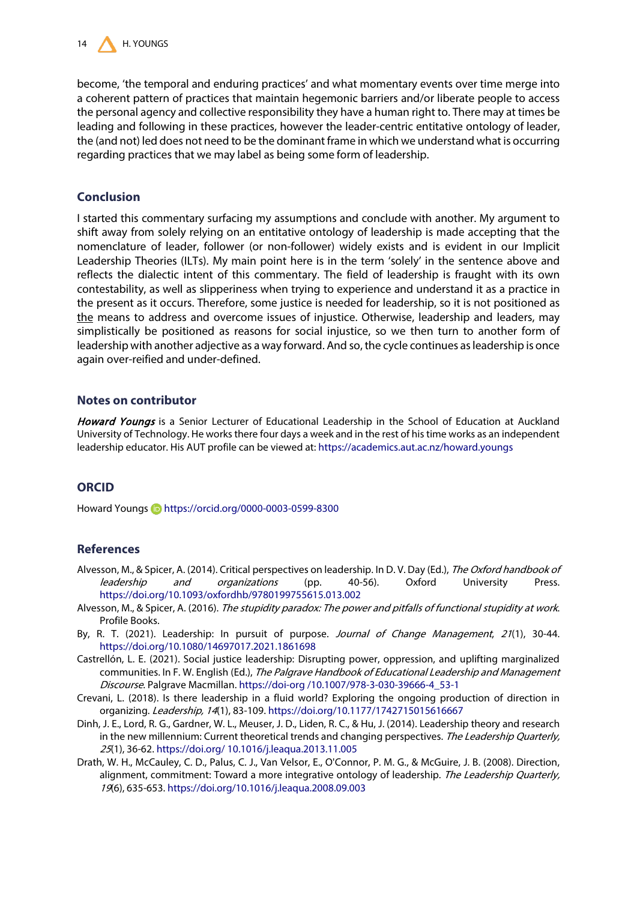become, 'the temporal and enduring practices' and what momentary events over time merge into a coherent pattern of practices that maintain hegemonic barriers and/or liberate people to access the personal agency and collective responsibility they have a human right to. There may at times be leading and following in these practices, however the leader-centric entitative ontology of leader, the (and not) led does not need to be the dominant frame in which we understand what is occurring regarding practices that we may label as being some form of leadership.

## Conclusion

I started this commentary surfacing my assumptions and conclude with another. My argument to shift away from solely relying on an entitative ontology of leadership is made accepting that the nomenclature of leader, follower (or non-follower) widely exists and is evident in our Implicit Leadership Theories (ILTs). My main point here is in the term 'solely' in the sentence above and reflects the dialectic intent of this commentary. The field of leadership is fraught with its own contestability, as well as slipperiness when trying to experience and understand it as a practice in the present as it occurs. Therefore, some justice is needed for leadership, so it is not positioned as <u>the</u> means to address and overcome issues of injustice. Otherwise, leadership and leaders, may simplistically be positioned as reasons for social injustice, so we then turn to another form of leadership with another adjective as a way forward. And so, the cycle continues as leadership is once again over-reified and under-defined.

## Notes on contributor

***Howard Youngs*** is a Senior Lecturer of Educational Leadership in the School of Education at Auckland University of Technology. He works there four days a week and in the rest of his time works as an independent leadership educator. His AUT profile can be viewed at: https://academics.aut.ac.nz/howard.youngs

## ORCID

Howard Youngs https://orcid.org/0000-0003-0599-8300

## References

Alvesson, M., & Spicer, A. (2014). Critical perspectives on leadership. In D. V. Day (Ed.), *The Oxford handbook of leadership and organizations* (pp. 40-56). Oxford University Press. https://doi.org/10.1093/oxfordhb/9780199755615.013.002

Alvesson, M., & Spicer, A. (2016). *The stupidity paradox: The power and pitfalls of functional stupidity at work*. Profile Books.

By, R. T. (2021). Leadership: In pursuit of purpose. *Journal of Change Management*, *21*(1), 30-44. https://doi.org/10.1080/14697017.2021.1861698

Castrellón, L. E. (2021). Social justice leadership: Disrupting power, oppression, and uplifting marginalized communities. In F. W. English (Ed.), *The Palgrave Handbook of Educational Leadership and Management Discourse*. Palgrave Macmillan. https://doi-org /10.1007/978-3-030-39666-4_53-1

Crevani, L. (2018). Is there leadership in a fluid world? Exploring the ongoing production of direction in organizing. *Leadership, 14*(1), 83-109. https://doi.org/10.1177/1742715015616667

Dinh, J. E., Lord, R. G., Gardner, W. L., Meuser, J. D., Liden, R. C., & Hu, J. (2014). Leadership theory and research in the new millennium: Current theoretical trends and changing perspectives. *The Leadership Quarterly, 25*(1), 36-62. https://doi.org/ 10.1016/j.leaqua.2013.11.005

Drath, W. H., McCauley, C. D., Palus, C. J., Van Velsor, E., O'Connor, P. M. G., & McGuire, J. B. (2008). Direction, alignment, commitment: Toward a more integrative ontology of leadership. *The Leadership Quarterly, 19*(6), 635-653. https://doi.org/10.1016/j.leaqua.2008.09.003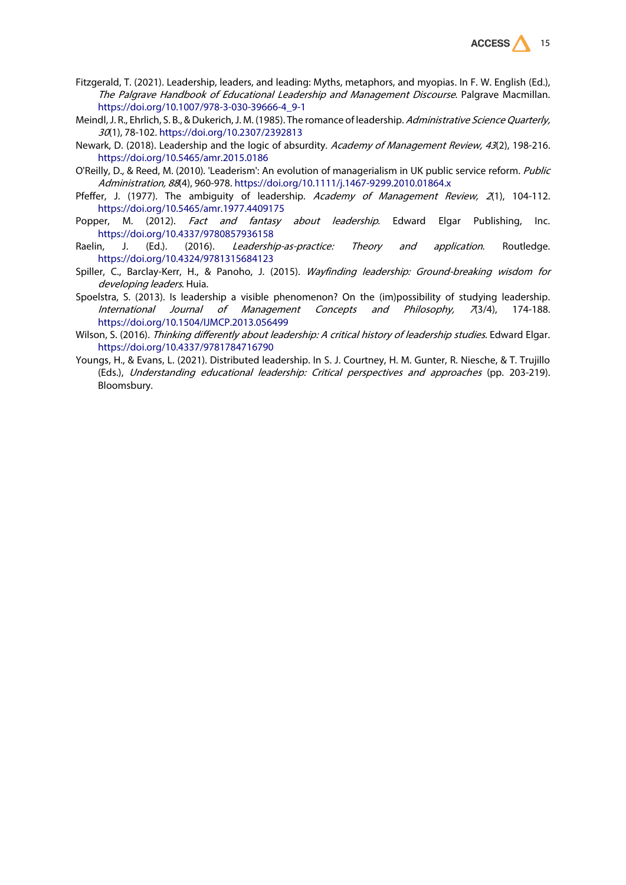Fitzgerald, T. (2021). Leadership, leaders, and leading: Myths, metaphors, and myopias. In F. W. English (Ed.), *The Palgrave Handbook of Educational Leadership and Management Discourse*. Palgrave Macmillan. https://doi.org/10.1007/978-3-030-39666-4_9-1

Meindl, J. R., Ehrlich, S. B., & Dukerich, J. M. (1985). The romance of leadership. *Administrative Science Quarterly, 30*(1), 78-102. https://doi.org/10.2307/2392813

Newark, D. (2018). Leadership and the logic of absurdity. *Academy of Management Review, 43*(2), 198-216. https://doi.org/10.5465/amr.2015.0186

O'Reilly, D., & Reed, M. (2010). 'Leaderism': An evolution of managerialism in UK public service reform. *Public Administration, 88*(4), 960-978. https://doi.org/10.1111/j.1467-9299.2010.01864.x

Pfeffer, J. (1977). The ambiguity of leadership. *Academy of Management Review, 2*(1), 104-112. https://doi.org/10.5465/amr.1977.4409175

Popper, M. (2012). *Fact and fantasy about leadership*. Edward Elgar Publishing, Inc. https://doi.org/10.4337/9780857936158

Raelin, J. (Ed.). (2016). *Leadership-as-practice: Theory and application*. Routledge. https://doi.org/10.4324/9781315684123

Spiller, C., Barclay-Kerr, H., & Panoho, J. (2015). *Wayfinding leadership: Ground-breaking wisdom for developing leaders*. Huia.

Spoelstra, S. (2013). Is leadership a visible phenomenon? On the (im)possibility of studying leadership. *International Journal of Management Concepts and Philosophy, 7*(3/4), 174-188. https://doi.org/10.1504/IJMCP.2013.056499

Wilson, S. (2016). *Thinking differently about leadership: A critical history of leadership studies*. Edward Elgar. https://doi.org/10.4337/9781784716790

Youngs, H., & Evans, L. (2021). Distributed leadership. In S. J. Courtney, H. M. Gunter, R. Niesche, & T. Trujillo (Eds.), *Understanding educational leadership: Critical perspectives and approaches* (pp. 203-219). Bloomsbury.